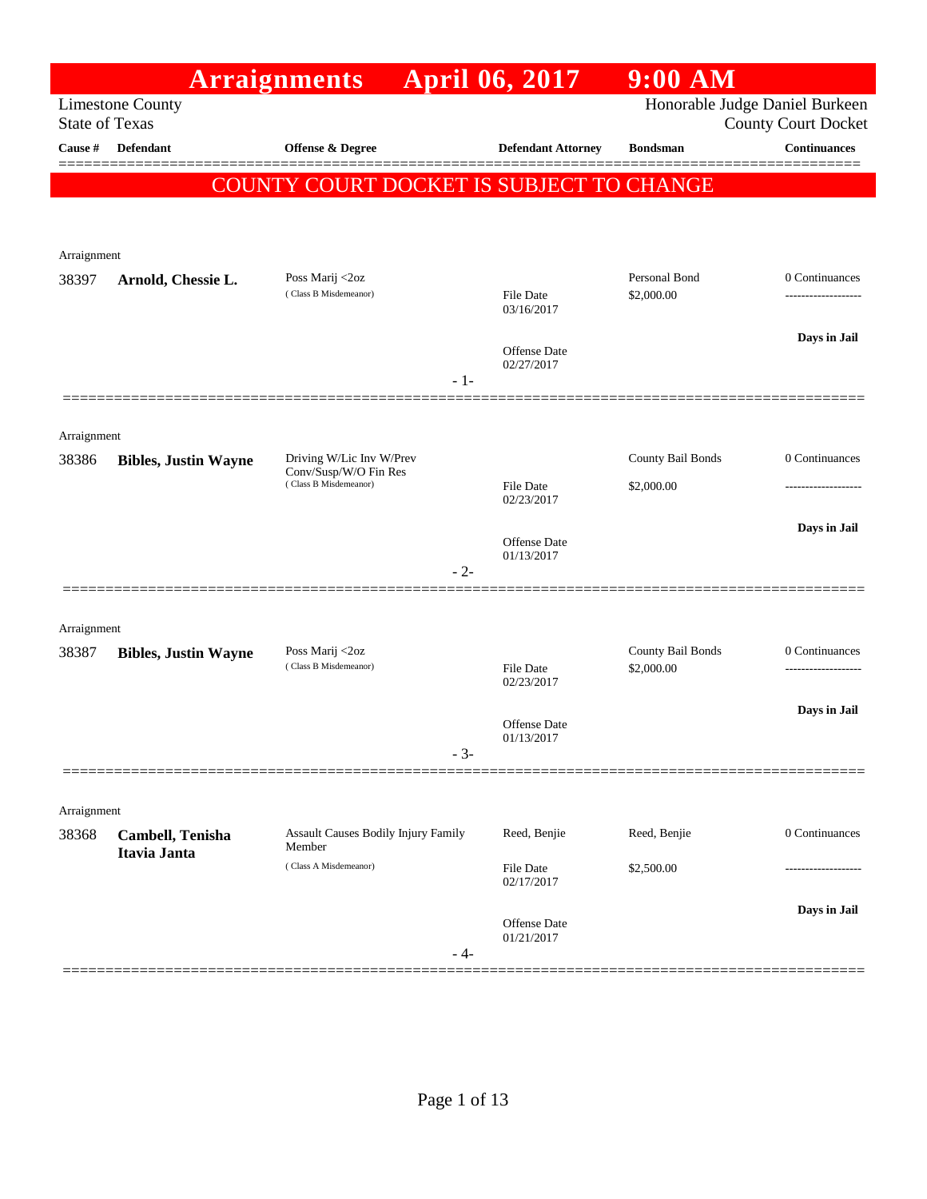# Arraignments April 06, 2017 9:00 AM

Limestone County
State of Texas

Honorable Judge Daniel Burkeen
County Court Docket

| Cause # | Defendant | Offense & Degree | Defendant Attorney | Bondsman | Continuances |
|---|---|---|---|---|---|

**COUNTY COURT DOCKET IS SUBJECT TO CHANGE**

Arraignment

| Cause # | Defendant | Offense & Degree | Defendant Attorney | Bondsman | Continuances |
|---|---|---|---|---|---|
| 38397 | **Arnold, Chessie L.** | Poss Marij <2oz<br>( Class B Misdemeanor) | File Date<br>03/16/2017<br>Offense Date<br>02/27/2017 | Personal Bond<br>$2,000.00 | 0 Continuances<br>-------------------<br>**Days in Jail** |

- 1-

Arraignment

| Cause # | Defendant | Offense & Degree | Defendant Attorney | Bondsman | Continuances |
|---|---|---|---|---|---|
| 38386 | **Bibles, Justin Wayne** | Driving W/Lic Inv W/Prev Conv/Susp/W/O Fin Res<br>( Class B Misdemeanor) | File Date<br>02/23/2017<br>Offense Date<br>01/13/2017 | County Bail Bonds<br>$2,000.00 | 0 Continuances<br>-------------------<br>**Days in Jail** |

- 2-

Arraignment

| Cause # | Defendant | Offense & Degree | Defendant Attorney | Bondsman | Continuances |
|---|---|---|---|---|---|
| 38387 | **Bibles, Justin Wayne** | Poss Marij <2oz<br>( Class B Misdemeanor) | File Date<br>02/23/2017<br>Offense Date<br>01/13/2017 | County Bail Bonds<br>$2,000.00 | 0 Continuances<br>-------------------<br>**Days in Jail** |

- 3-

Arraignment

| Cause # | Defendant | Offense & Degree | Defendant Attorney | Bondsman | Continuances |
|---|---|---|---|---|---|
| 38368 | **Cambell, Tenisha Itavia Janta** | Assault Causes Bodily Injury Family Member<br>( Class A Misdemeanor) | Reed, Benjie<br>File Date<br>02/17/2017<br>Offense Date<br>01/21/2017 | Reed, Benjie<br>$2,500.00 | 0 Continuances<br>-------------------<br>**Days in Jail** |

- 4-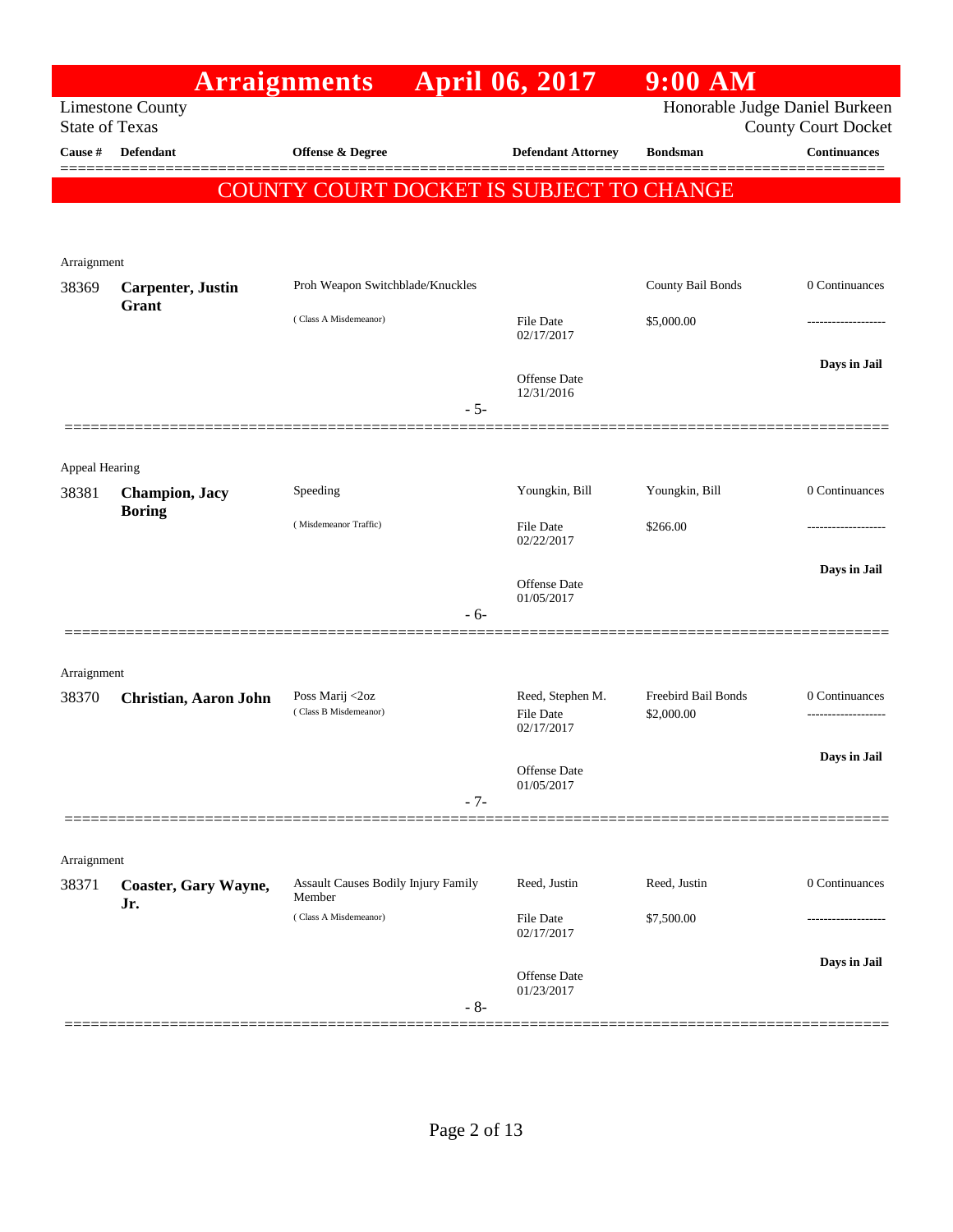# Arraignments April 06, 2017 9:00 AM

Limestone County
State of Texas

Honorable Judge Daniel Burkeen
County Court Docket

**COUNTY COURT DOCKET IS SUBJECT TO CHANGE**

| Cause # | Defendant | Offense & Degree | Defendant Attorney | Bondsman | Continuances |
|---|---|---|---|---|---|
| **Arraignment** | | | | | |
| 38369 | **Carpenter, Justin Grant** | Proh Weapon Switchblade/Knuckles (Class A Misdemeanor) | File Date 02/17/2017; Offense Date 12/31/2016 | County Bail Bonds $5,000.00 | 0 Continuances; Days in Jail |
| | | - 5- | | | |
| **Appeal Hearing** | | | | | |
| 38381 | **Champion, Jacy Boring** | Speeding (Misdemeanor Traffic) | Youngkin, Bill; File Date 02/22/2017; Offense Date 01/05/2017 | Youngkin, Bill $266.00 | 0 Continuances; Days in Jail |
| | | - 6- | | | |
| **Arraignment** | | | | | |
| 38370 | **Christian, Aaron John** | Poss Marij <2oz (Class B Misdemeanor) | Reed, Stephen M.; File Date 02/17/2017; Offense Date 01/05/2017 | Freebird Bail Bonds $2,000.00 | 0 Continuances; Days in Jail |
| | | - 7- | | | |
| **Arraignment** | | | | | |
| 38371 | **Coaster, Gary Wayne, Jr.** | Assault Causes Bodily Injury Family Member (Class A Misdemeanor) | Reed, Justin; File Date 02/17/2017; Offense Date 01/23/2017 | Reed, Justin $7,500.00 | 0 Continuances; Days in Jail |
| | | - 8- | | | |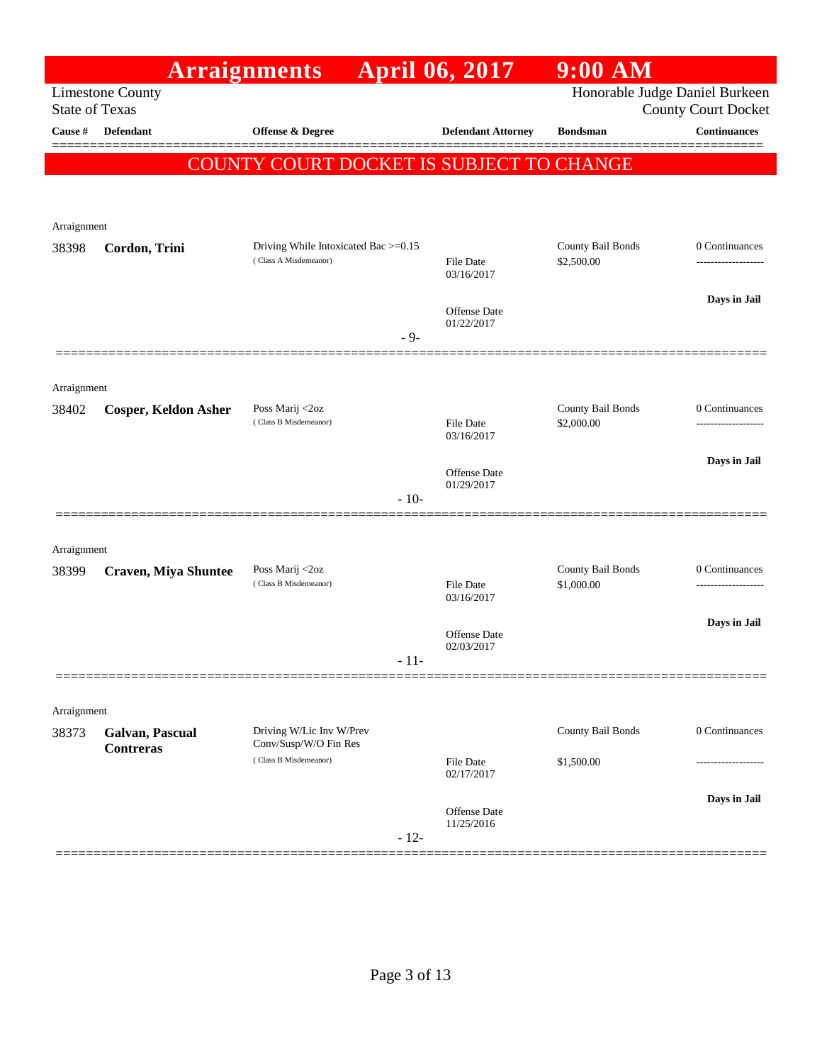# Arraignments April 06, 2017 9:00 AM

Limestone County
State of Texas

Honorable Judge Daniel Burkeen
County Court Docket

**COUNTY COURT DOCKET IS SUBJECT TO CHANGE**

| Cause # | Defendant | Offense & Degree | | Defendant Attorney | Bondsman | Continuances |
|---|---|---|---|---|---|---|
| Arraignment | | | | | | |
| 38398 | **Cordon, Trini** | Driving While Intoxicated Bac >=0.15 (Class A Misdemeanor) | File Date 03/16/2017 Offense Date 01/22/2017 | | County Bail Bonds $2,500.00 | 0 Continuances **Days in Jail** |
| | | | - 9- | | | |
| Arraignment | | | | | | |
| 38402 | **Cosper, Keldon Asher** | Poss Marij <2oz (Class B Misdemeanor) | File Date 03/16/2017 Offense Date 01/29/2017 | | County Bail Bonds $2,000.00 | 0 Continuances **Days in Jail** |
| | | | - 10- | | | |
| Arraignment | | | | | | |
| 38399 | **Craven, Miya Shuntee** | Poss Marij <2oz (Class B Misdemeanor) | File Date 03/16/2017 Offense Date 02/03/2017 | | County Bail Bonds $1,000.00 | 0 Continuances **Days in Jail** |
| | | | - 11- | | | |
| Arraignment | | | | | | |
| 38373 | **Galvan, Pascual Contreras** | Driving W/Lic Inv W/Prev Conv/Susp/W/O Fin Res (Class B Misdemeanor) | File Date 02/17/2017 Offense Date 11/25/2016 | | County Bail Bonds $1,500.00 | 0 Continuances **Days in Jail** |
| | | | - 12- | | | |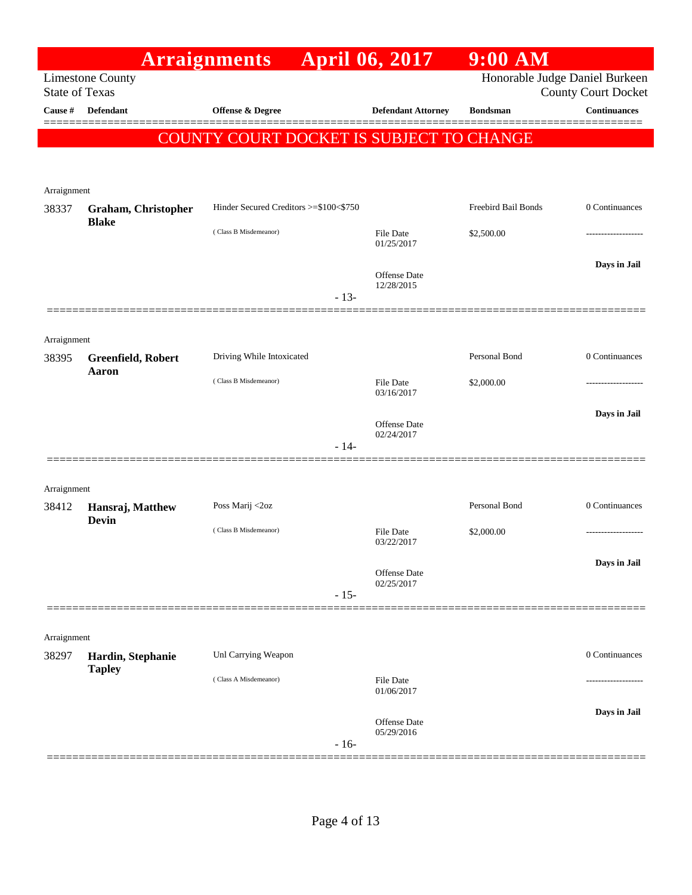# Arraignments April 06, 2017 9:00 AM

Limestone County
State of Texas

Honorable Judge Daniel Burkeen
County Court Docket

| Cause # | Defendant | Offense & Degree | Defendant Attorney | Bondsman | Continuances |
|---|---|---|---|---|---|

**COUNTY COURT DOCKET IS SUBJECT TO CHANGE**

---

Arraignment

| Cause # | Defendant | Offense & Degree | Defendant Attorney | Bondsman | Continuances |
|---|---|---|---|---|---|
| 38337 | **Graham, Christopher Blake** | Hinder Secured Creditors >=$100<$750 | | Freebird Bail Bonds | 0 Continuances |
| | | ( Class B Misdemeanor) | File Date 01/25/2017 | $2,500.00 | ------------------- |
| | | | Offense Date 12/28/2015 | | **Days in Jail** |

- 13-

---

Arraignment

| Cause # | Defendant | Offense & Degree | Defendant Attorney | Bondsman | Continuances |
|---|---|---|---|---|---|
| 38395 | **Greenfield, Robert Aaron** | Driving While Intoxicated | | Personal Bond | 0 Continuances |
| | | ( Class B Misdemeanor) | File Date 03/16/2017 | $2,000.00 | ------------------- |
| | | | Offense Date 02/24/2017 | | **Days in Jail** |

- 14-

---

Arraignment

| Cause # | Defendant | Offense & Degree | Defendant Attorney | Bondsman | Continuances |
|---|---|---|---|---|---|
| 38412 | **Hansraj, Matthew Devin** | Poss Marij <2oz | | Personal Bond | 0 Continuances |
| | | ( Class B Misdemeanor) | File Date 03/22/2017 | $2,000.00 | ------------------- |
| | | | Offense Date 02/25/2017 | | **Days in Jail** |

- 15-

---

Arraignment

| Cause # | Defendant | Offense & Degree | Defendant Attorney | Bondsman | Continuances |
|---|---|---|---|---|---|
| 38297 | **Hardin, Stephanie Tapley** | Unl Carrying Weapon | | | 0 Continuances |
| | | ( Class A Misdemeanor) | File Date 01/06/2017 | | ------------------- |
| | | | Offense Date 05/29/2016 | | **Days in Jail** |

- 16-

---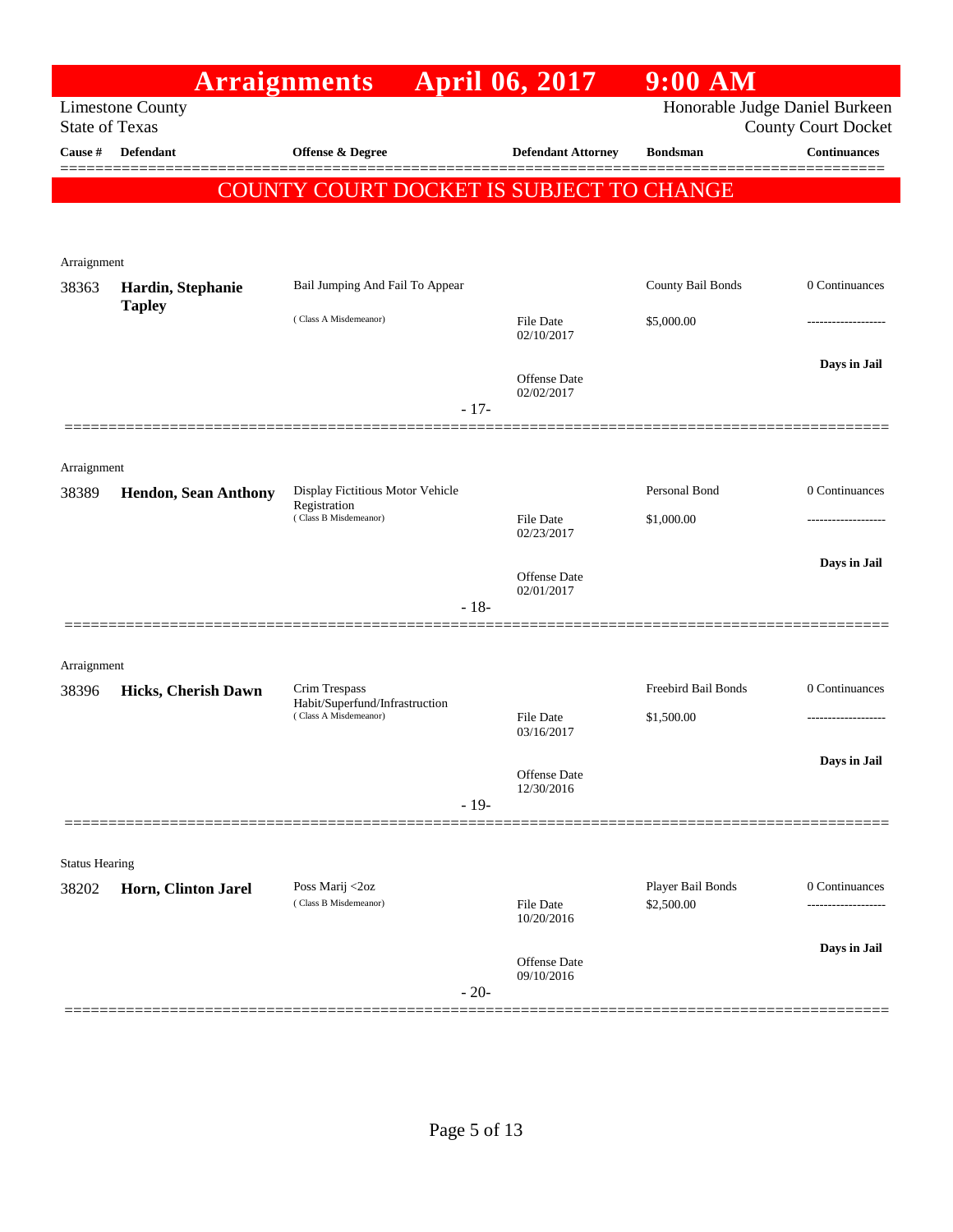# Arraignments April 06, 2017 9:00 AM

Limestone County
State of Texas

Honorable Judge Daniel Burkeen
County Court Docket

| Cause # | Defendant | Offense & Degree | Defendant Attorney | Bondsman | Continuances |
|---|---|---|---|---|---|

**COUNTY COURT DOCKET IS SUBJECT TO CHANGE**

---

Arraignment

| Cause # | Defendant | Offense & Degree | Defendant Attorney | Bondsman | Continuances |
|---|---|---|---|---|---|
| 38363 | **Hardin, Stephanie Tapley** | Bail Jumping And Fail To Appear (Class A Misdemeanor) | File Date 02/10/2017; Offense Date 02/02/2017 | County Bail Bonds $5,000.00 | 0 Continuances; Days in Jail |

- 17-

---

Arraignment

| Cause # | Defendant | Offense & Degree | Defendant Attorney | Bondsman | Continuances |
|---|---|---|---|---|---|
| 38389 | **Hendon, Sean Anthony** | Display Fictitious Motor Vehicle Registration (Class B Misdemeanor) | File Date 02/23/2017; Offense Date 02/01/2017 | Personal Bond $1,000.00 | 0 Continuances; Days in Jail |

- 18-

---

Arraignment

| Cause # | Defendant | Offense & Degree | Defendant Attorney | Bondsman | Continuances |
|---|---|---|---|---|---|
| 38396 | **Hicks, Cherish Dawn** | Crim Trespass Habit/Superfund/Infrastruction (Class A Misdemeanor) | File Date 03/16/2017; Offense Date 12/30/2016 | Freebird Bail Bonds $1,500.00 | 0 Continuances; Days in Jail |

- 19-

---

Status Hearing

| Cause # | Defendant | Offense & Degree | Defendant Attorney | Bondsman | Continuances |
|---|---|---|---|---|---|
| 38202 | **Horn, Clinton Jarel** | Poss Marij <2oz (Class B Misdemeanor) | File Date 10/20/2016; Offense Date 09/10/2016 | Player Bail Bonds $2,500.00 | 0 Continuances; Days in Jail |

- 20-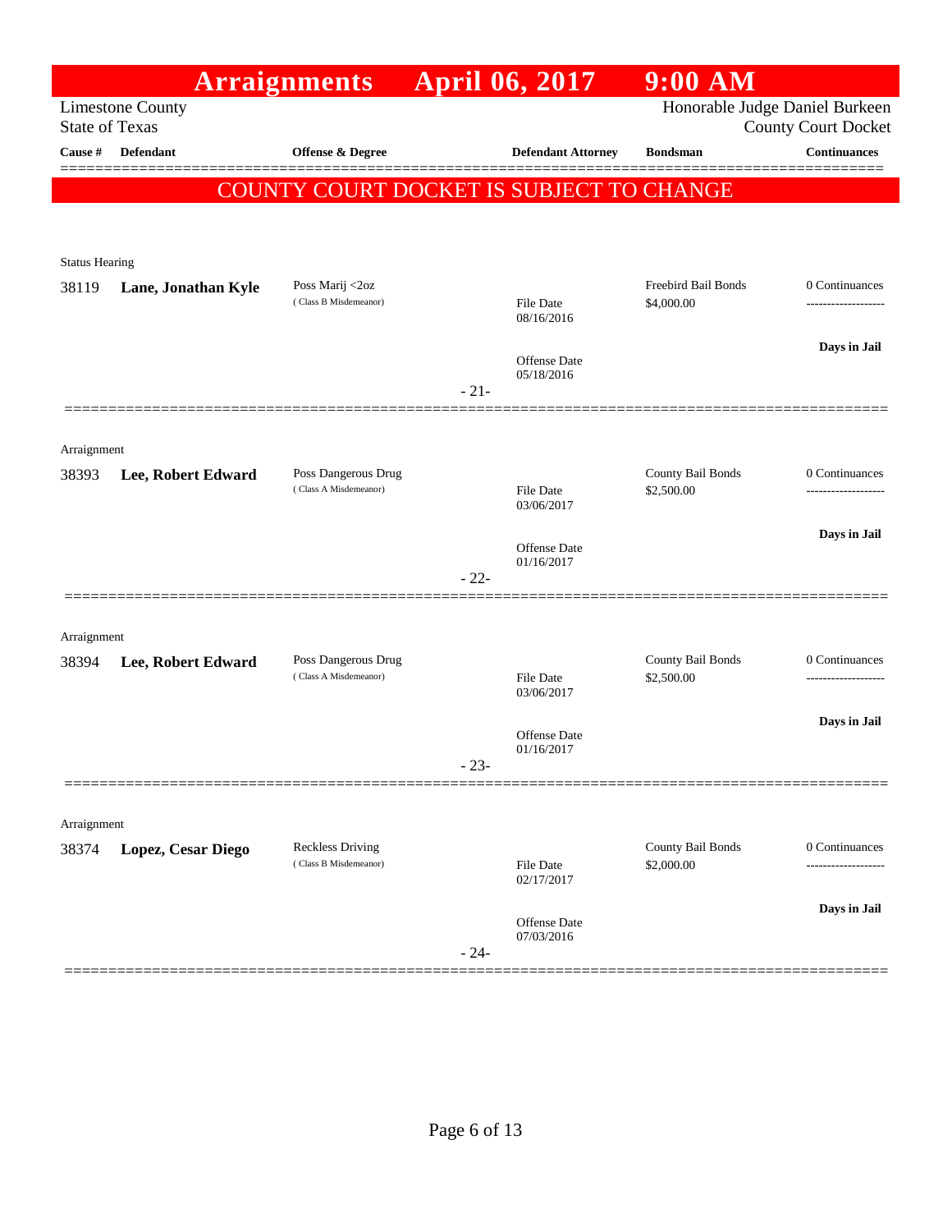# Arraignments April 06, 2017 9:00 AM

Limestone County
State of Texas

Honorable Judge Daniel Burkeen
County Court Docket

| Cause # | Defendant | Offense & Degree | Defendant Attorney | Bondsman | Continuances |
|---|---|---|---|---|---|

**COUNTY COURT DOCKET IS SUBJECT TO CHANGE**

Status Hearing

| Cause # | Defendant | Offense & Degree | Defendant Attorney | Bondsman | Continuances |
|---|---|---|---|---|---|
| 38119 | **Lane, Jonathan Kyle** | Poss Marij <2oz (Class B Misdemeanor) | File Date 08/16/2016<br>Offense Date 05/18/2016 | Freebird Bail Bonds $4,000.00 | 0 Continuances<br>Days in Jail |

- 21-

Arraignment

| Cause # | Defendant | Offense & Degree | Defendant Attorney | Bondsman | Continuances |
|---|---|---|---|---|---|
| 38393 | **Lee, Robert Edward** | Poss Dangerous Drug (Class A Misdemeanor) | File Date 03/06/2017<br>Offense Date 01/16/2017 | County Bail Bonds $2,500.00 | 0 Continuances<br>Days in Jail |

- 22-

Arraignment

| Cause # | Defendant | Offense & Degree | Defendant Attorney | Bondsman | Continuances |
|---|---|---|---|---|---|
| 38394 | **Lee, Robert Edward** | Poss Dangerous Drug (Class A Misdemeanor) | File Date 03/06/2017<br>Offense Date 01/16/2017 | County Bail Bonds $2,500.00 | 0 Continuances<br>Days in Jail |

- 23-

Arraignment

| Cause # | Defendant | Offense & Degree | Defendant Attorney | Bondsman | Continuances |
|---|---|---|---|---|---|
| 38374 | **Lopez, Cesar Diego** | Reckless Driving (Class B Misdemeanor) | File Date 02/17/2017<br>Offense Date 07/03/2016 | County Bail Bonds $2,000.00 | 0 Continuances<br>Days in Jail |

- 24-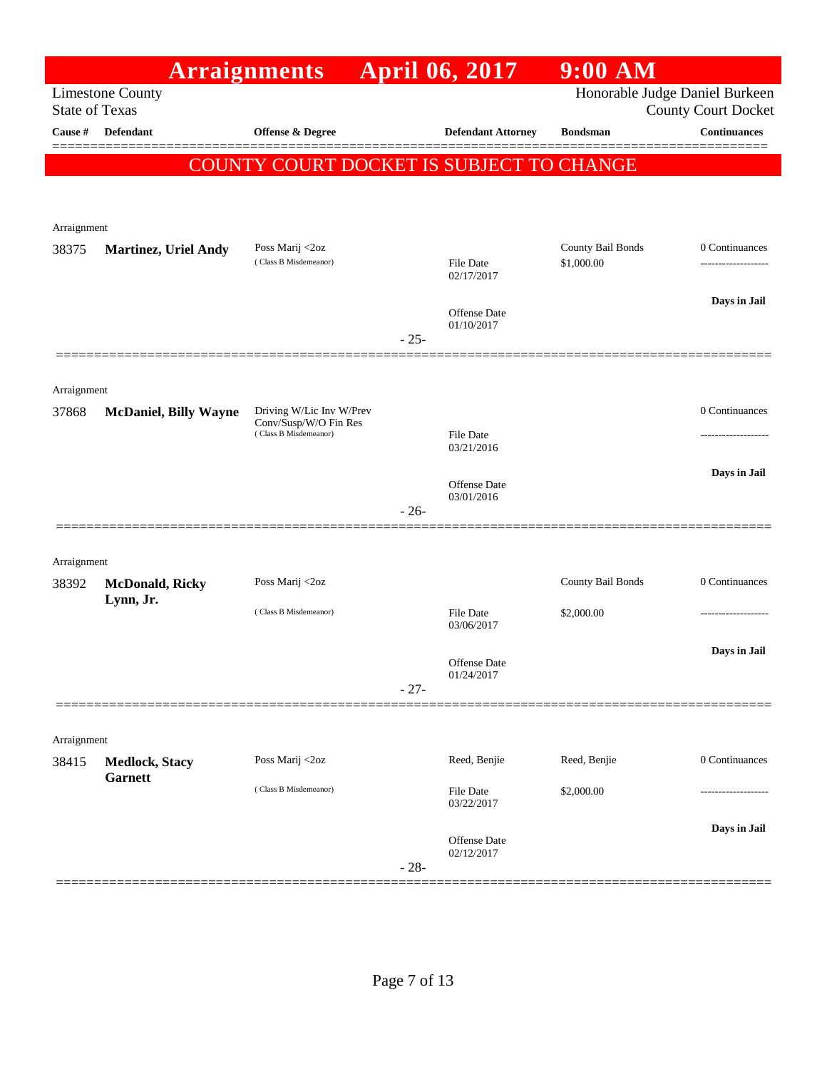# Arraignments April 06, 2017 9:00 AM

Limestone County
State of Texas

Honorable Judge Daniel Burkeen
County Court Docket

| Cause # | Defendant | Offense & Degree | Defendant Attorney | Bondsman | Continuances |
|---|---|---|---|---|---|

**COUNTY COURT DOCKET IS SUBJECT TO CHANGE**

Arraignment

| Cause # | Defendant | Offense & Degree | Defendant Attorney | Bondsman | Continuances |
|---|---|---|---|---|---|
| 38375 | **Martinez, Uriel Andy** | Poss Marij <2oz (Class B Misdemeanor) | File Date 02/17/2017; Offense Date 01/10/2017 | County Bail Bonds $1,000.00 | 0 Continuances; Days in Jail |

- 25-

Arraignment

| Cause # | Defendant | Offense & Degree | Defendant Attorney | Bondsman | Continuances |
|---|---|---|---|---|---|
| 37868 | **McDaniel, Billy Wayne** | Driving W/Lic Inv W/Prev Conv/Susp/W/O Fin Res (Class B Misdemeanor) | File Date 03/21/2016; Offense Date 03/01/2016 | | 0 Continuances; Days in Jail |

- 26-

Arraignment

| Cause # | Defendant | Offense & Degree | Defendant Attorney | Bondsman | Continuances |
|---|---|---|---|---|---|
| 38392 | **McDonald, Ricky Lynn, Jr.** | Poss Marij <2oz (Class B Misdemeanor) | File Date 03/06/2017; Offense Date 01/24/2017 | County Bail Bonds $2,000.00 | 0 Continuances; Days in Jail |

- 27-

Arraignment

| Cause # | Defendant | Offense & Degree | Defendant Attorney | Bondsman | Continuances |
|---|---|---|---|---|---|
| 38415 | **Medlock, Stacy Garnett** | Poss Marij <2oz (Class B Misdemeanor) | Reed, Benjie; File Date 03/22/2017; Offense Date 02/12/2017 | Reed, Benjie $2,000.00 | 0 Continuances; Days in Jail |

- 28-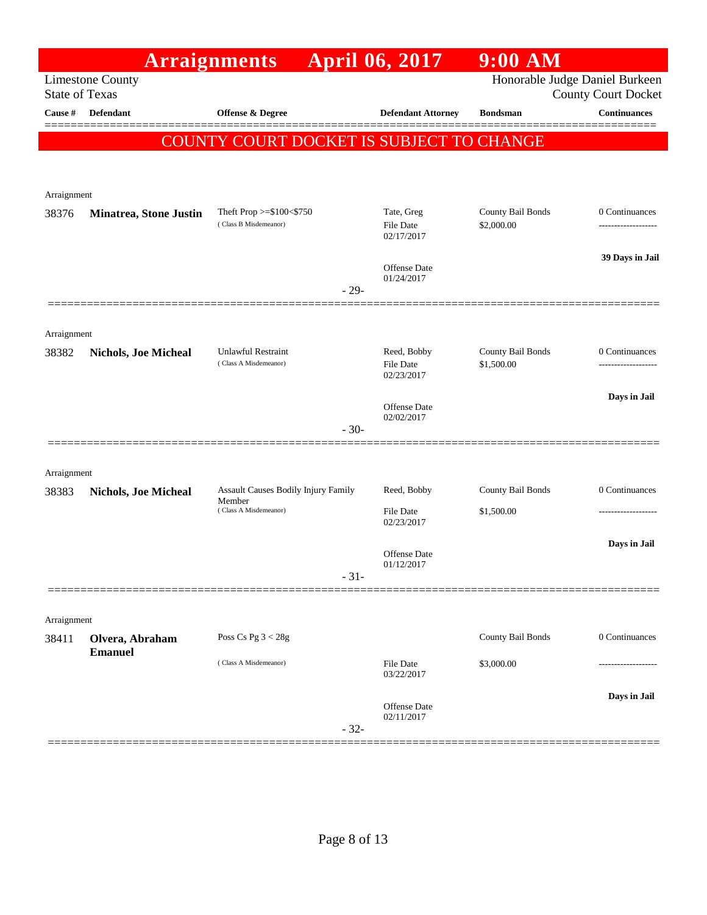# Arraignments April 06, 2017 9:00 AM

Limestone County
State of Texas

Honorable Judge Daniel Burkeen
County Court Docket

**COUNTY COURT DOCKET IS SUBJECT TO CHANGE**

| Cause # | Defendant | Offense & Degree | Defendant Attorney | Bondsman | Continuances |
|---|---|---|---|---|---|
| Arraignment | | | | | |
| 38376 | **Minatrea, Stone Justin** | Theft Prop >=$100<$750 (Class B Misdemeanor) | Tate, Greg<br>File Date 02/17/2017<br>Offense Date 01/24/2017 | County Bail Bonds<br>$2,000.00 | 0 Continuances<br>**39 Days in Jail** |
| | | - 29- | | | |
| Arraignment | | | | | |
| 38382 | **Nichols, Joe Micheal** | Unlawful Restraint (Class A Misdemeanor) | Reed, Bobby<br>File Date 02/23/2017<br>Offense Date 02/02/2017 | County Bail Bonds<br>$1,500.00 | 0 Continuances<br>**Days in Jail** |
| | | - 30- | | | |
| Arraignment | | | | | |
| 38383 | **Nichols, Joe Micheal** | Assault Causes Bodily Injury Family Member (Class A Misdemeanor) | Reed, Bobby<br>File Date 02/23/2017<br>Offense Date 01/12/2017 | County Bail Bonds<br>$1,500.00 | 0 Continuances<br>**Days in Jail** |
| | | - 31- | | | |
| Arraignment | | | | | |
| 38411 | **Olvera, Abraham Emanuel** | Poss Cs Pg 3 < 28g (Class A Misdemeanor) | File Date 03/22/2017<br>Offense Date 02/11/2017 | County Bail Bonds<br>$3,000.00 | 0 Continuances<br>**Days in Jail** |
| | | - 32- | | | |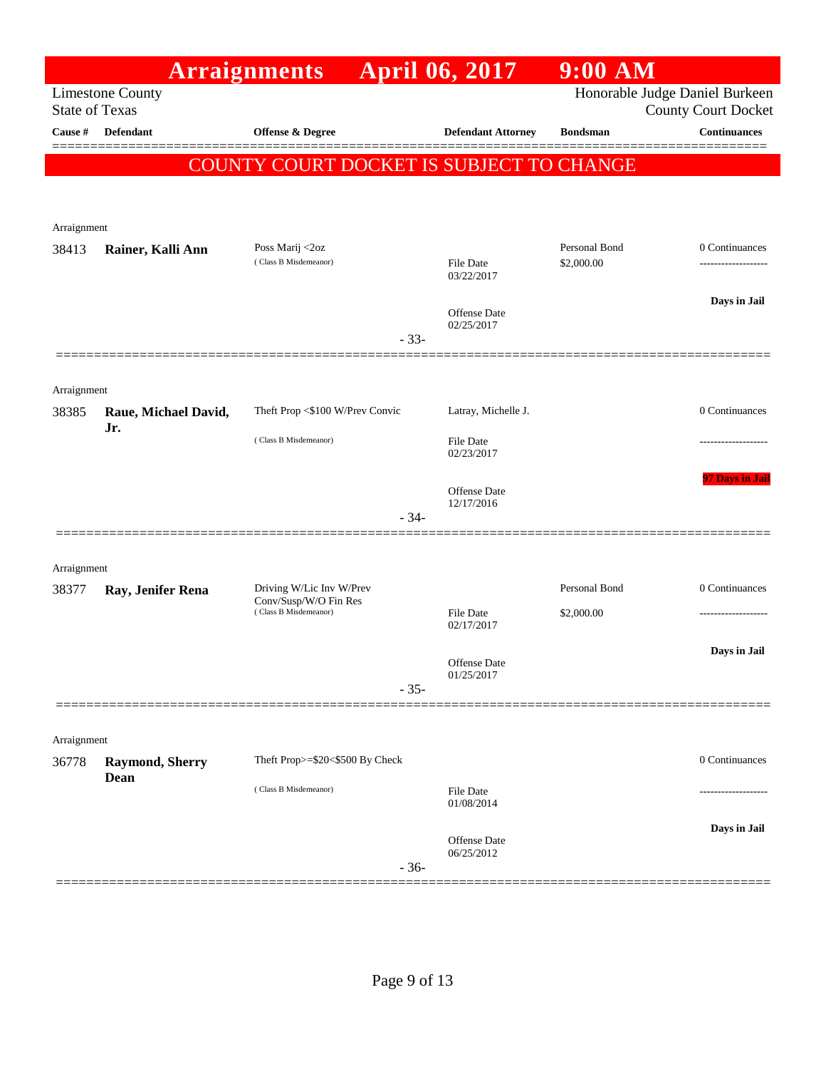# Arraignments April 06, 2017 9:00 AM

Limestone County
State of Texas

Honorable Judge Daniel Burkeen
County Court Docket

**COUNTY COURT DOCKET IS SUBJECT TO CHANGE**

| Cause # | Defendant | Offense & Degree | Defendant Attorney | Bondsman | Continuances |
|---|---|---|---|---|---|
| Arraignment | | | | | |
| 38413 | **Rainer, Kalli Ann** | Poss Marij <2oz (Class B Misdemeanor) | File Date 03/22/2017<br>Offense Date 02/25/2017 | Personal Bond $2,000.00 | 0 Continuances<br>Days in Jail |
| | | | - 33- | | |
| Arraignment | | | | | |
| 38385 | **Raue, Michael David, Jr.** | Theft Prop <$100 W/Prev Convic (Class B Misdemeanor) | Latray, Michelle J.<br>File Date 02/23/2017<br>Offense Date 12/17/2016 | | 0 Continuances<br>97 Days in Jail |
| | | | - 34- | | |
| Arraignment | | | | | |
| 38377 | **Ray, Jenifer Rena** | Driving W/Lic Inv W/Prev Conv/Susp/W/O Fin Res (Class B Misdemeanor) | File Date 02/17/2017<br>Offense Date 01/25/2017 | Personal Bond $2,000.00 | 0 Continuances<br>Days in Jail |
| | | | - 35- | | |
| Arraignment | | | | | |
| 36778 | **Raymond, Sherry Dean** | Theft Prop>=$20<$500 By Check (Class B Misdemeanor) | File Date 01/08/2014<br>Offense Date 06/25/2012 | | 0 Continuances<br>Days in Jail |
| | | | - 36- | | |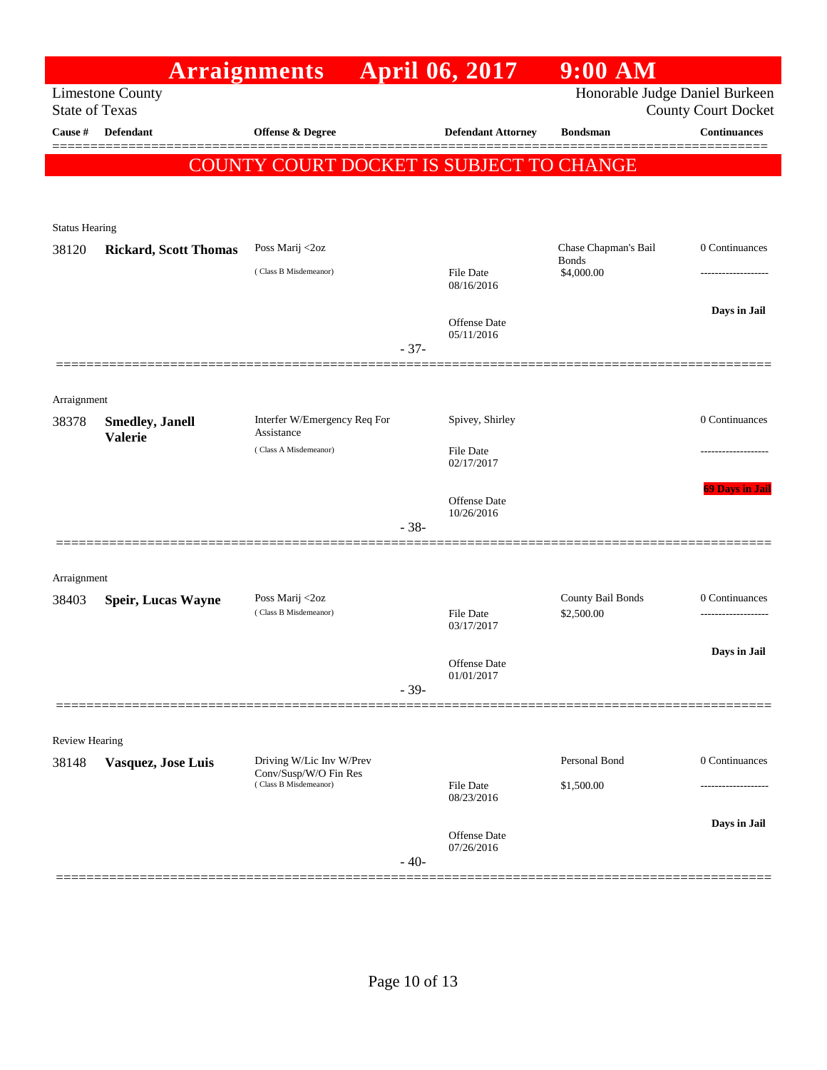# Arraignments April 06, 2017 9:00 AM

Limestone County
State of Texas

Honorable Judge Daniel Burkeen
County Court Docket

| Cause # | Defendant | Offense & Degree | Defendant Attorney | Bondsman | Continuances |
|---|---|---|---|---|---|

## COUNTY COURT DOCKET IS SUBJECT TO CHANGE

**Status Hearing**

| Cause # | Defendant | Offense & Degree | Defendant Attorney | Bondsman | Continuances |
|---|---|---|---|---|---|
| 38120 | **Rickard, Scott Thomas** | Poss Marij <2oz (Class B Misdemeanor) | File Date 08/16/2016; Offense Date 05/11/2016 | Chase Chapman's Bail Bonds $4,000.00 | 0 Continuances; Days in Jail |

-37-

**Arraignment**

| Cause # | Defendant | Offense & Degree | Defendant Attorney | Bondsman | Continuances |
|---|---|---|---|---|---|
| 38378 | **Smedley, Janell Valerie** | Interfer W/Emergency Req For Assistance (Class A Misdemeanor) | Spivey, Shirley; File Date 02/17/2017; Offense Date 10/26/2016 | | 0 Continuances; 69 Days in Jail |

-38-

**Arraignment**

| Cause # | Defendant | Offense & Degree | Defendant Attorney | Bondsman | Continuances |
|---|---|---|---|---|---|
| 38403 | **Speir, Lucas Wayne** | Poss Marij <2oz (Class B Misdemeanor) | File Date 03/17/2017; Offense Date 01/01/2017 | County Bail Bonds $2,500.00 | 0 Continuances; Days in Jail |

-39-

**Review Hearing**

| Cause # | Defendant | Offense & Degree | Defendant Attorney | Bondsman | Continuances |
|---|---|---|---|---|---|
| 38148 | **Vasquez, Jose Luis** | Driving W/Lic Inv W/Prev Conv/Susp/W/O Fin Res (Class B Misdemeanor) | File Date 08/23/2016; Offense Date 07/26/2016 | Personal Bond $1,500.00 | 0 Continuances; Days in Jail |

-40-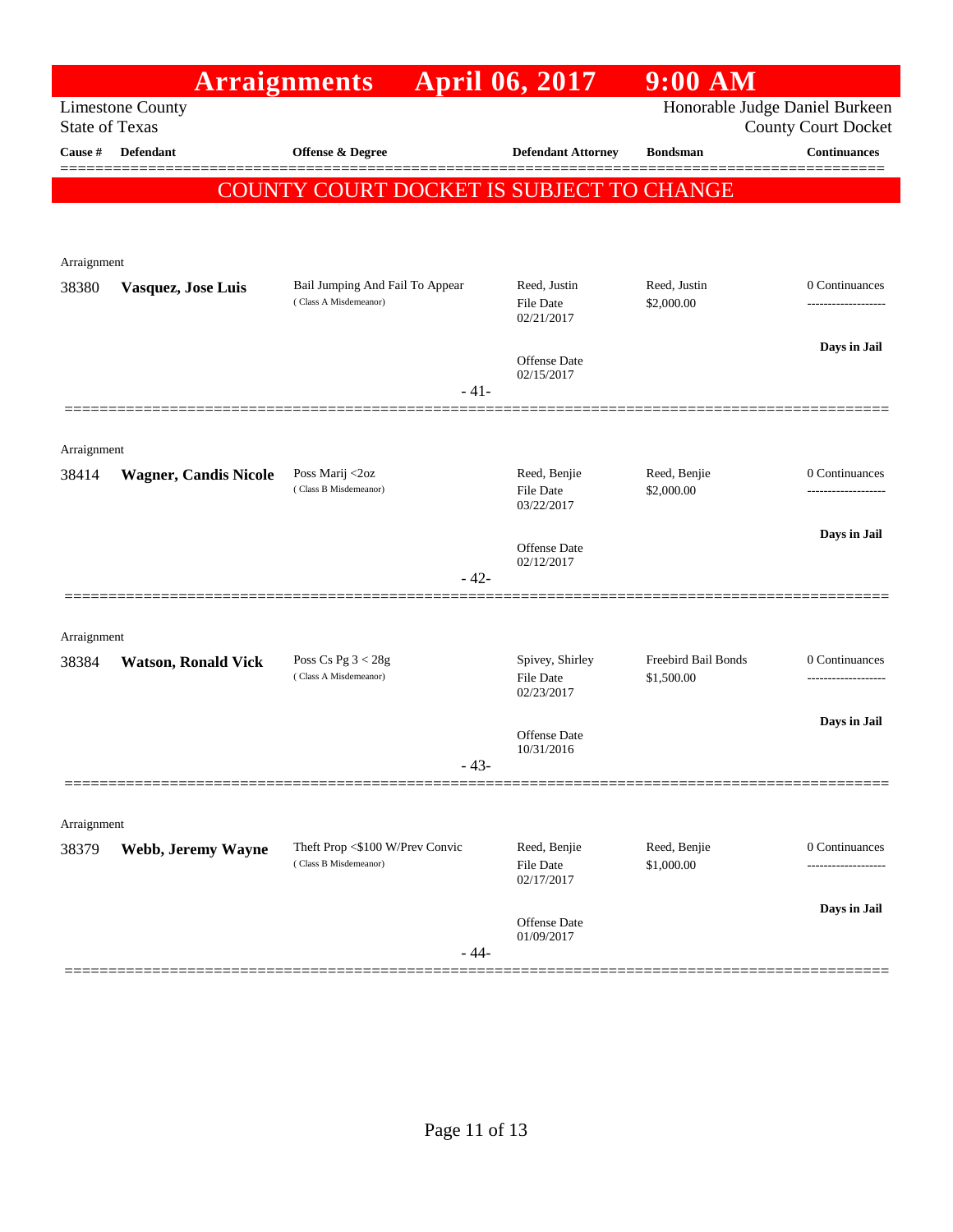# Arraignments April 06, 2017 9:00 AM

Limestone County
State of Texas

Honorable Judge Daniel Burkeen
County Court Docket

COUNTY COURT DOCKET IS SUBJECT TO CHANGE

| Cause # | Defendant | Offense & Degree | Defendant Attorney | Bondsman | Continuances |
|---|---|---|---|---|---|
| Arraignment | | | | | |
| 38380 | **Vasquez, Jose Luis** | Bail Jumping And Fail To Appear (Class A Misdemeanor) | Reed, Justin<br>File Date 02/21/2017<br>Offense Date 02/15/2017 | Reed, Justin<br>$2,000.00 | 0 Continuances<br>Days in Jail |
| | | - 41- | | | |
| Arraignment | | | | | |
| 38414 | **Wagner, Candis Nicole** | Poss Marij <2oz (Class B Misdemeanor) | Reed, Benjie<br>File Date 03/22/2017<br>Offense Date 02/12/2017 | Reed, Benjie<br>$2,000.00 | 0 Continuances<br>Days in Jail |
| | | - 42- | | | |
| Arraignment | | | | | |
| 38384 | **Watson, Ronald Vick** | Poss Cs Pg 3 < 28g (Class A Misdemeanor) | Spivey, Shirley<br>File Date 02/23/2017<br>Offense Date 10/31/2016 | Freebird Bail Bonds<br>$1,500.00 | 0 Continuances<br>Days in Jail |
| | | - 43- | | | |
| Arraignment | | | | | |
| 38379 | **Webb, Jeremy Wayne** | Theft Prop <$100 W/Prev Convic (Class B Misdemeanor) | Reed, Benjie<br>File Date 02/17/2017<br>Offense Date 01/09/2017 | Reed, Benjie<br>$1,000.00 | 0 Continuances<br>Days in Jail |
| | | - 44- | | | |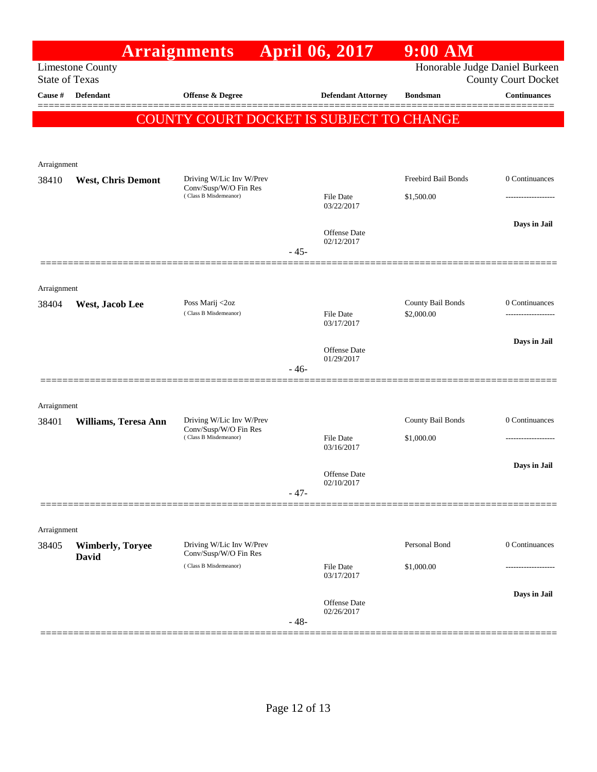# Arraignments April 06, 2017 9:00 AM

Limestone County
State of Texas

Honorable Judge Daniel Burkeen
County Court Docket

**COUNTY COURT DOCKET IS SUBJECT TO CHANGE**

| Cause # | Defendant | Offense & Degree | Defendant Attorney | Bondsman | Continuances |
|---|---|---|---|---|---|
| Arraignment | | | | | |
| 38410 | **West, Chris Demont** | Driving W/Lic Inv W/Prev Conv/Susp/W/O Fin Res (Class B Misdemeanor) | File Date 03/22/2017 Offense Date 02/12/2017 | Freebird Bail Bonds $1,500.00 | 0 Continuances ------------------- **Days in Jail** |
| | | | - 45- | | |
| Arraignment | | | | | |
| 38404 | **West, Jacob Lee** | Poss Marij <2oz (Class B Misdemeanor) | File Date 03/17/2017 Offense Date 01/29/2017 | County Bail Bonds $2,000.00 | 0 Continuances ------------------- **Days in Jail** |
| | | | - 46- | | |
| Arraignment | | | | | |
| 38401 | **Williams, Teresa Ann** | Driving W/Lic Inv W/Prev Conv/Susp/W/O Fin Res (Class B Misdemeanor) | File Date 03/16/2017 Offense Date 02/10/2017 | County Bail Bonds $1,000.00 | 0 Continuances ------------------- **Days in Jail** |
| | | | - 47- | | |
| Arraignment | | | | | |
| 38405 | **Wimberly, Toryee David** | Driving W/Lic Inv W/Prev Conv/Susp/W/O Fin Res (Class B Misdemeanor) | File Date 03/17/2017 Offense Date 02/26/2017 | Personal Bond $1,000.00 | 0 Continuances ------------------- **Days in Jail** |
| | | | - 48- | | |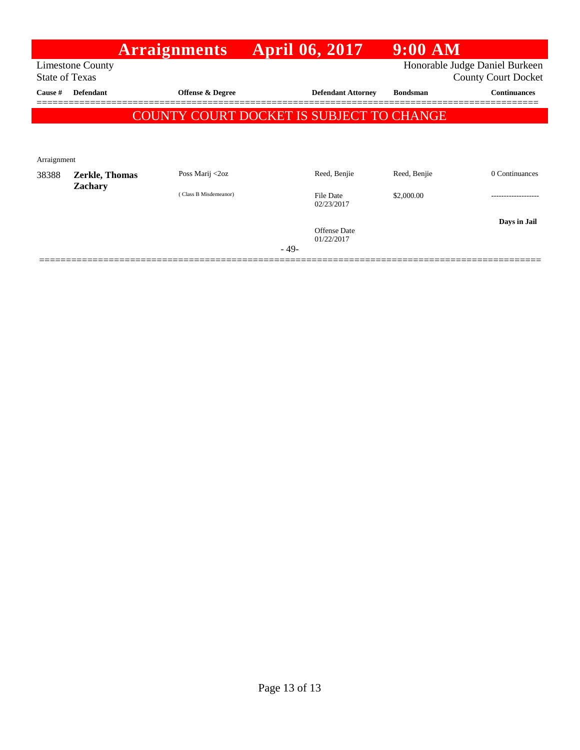# Arraignments April 06, 2017 9:00 AM

Limestone County
State of Texas

Honorable Judge Daniel Burkeen
County Court Docket

| Cause # | Defendant | Offense & Degree | Defendant Attorney | Bondsman | Continuances |
|---|---|---|---|---|---|

## COUNTY COURT DOCKET IS SUBJECT TO CHANGE

Arraignment

| Cause # | Defendant | Offense & Degree | Defendant Attorney | Bondsman | Continuances |
|---|---|---|---|---|---|
| 38388 | **Zerkle, Thomas Zachary** | Poss Marij <2oz | Reed, Benjie | Reed, Benjie | 0 Continuances |
| | | ( Class B Misdemeanor) | File Date 02/23/2017 | $2,000.00 | ------------------- |
| | | | Offense Date 01/22/2017 | | **Days in Jail** |

- 49-